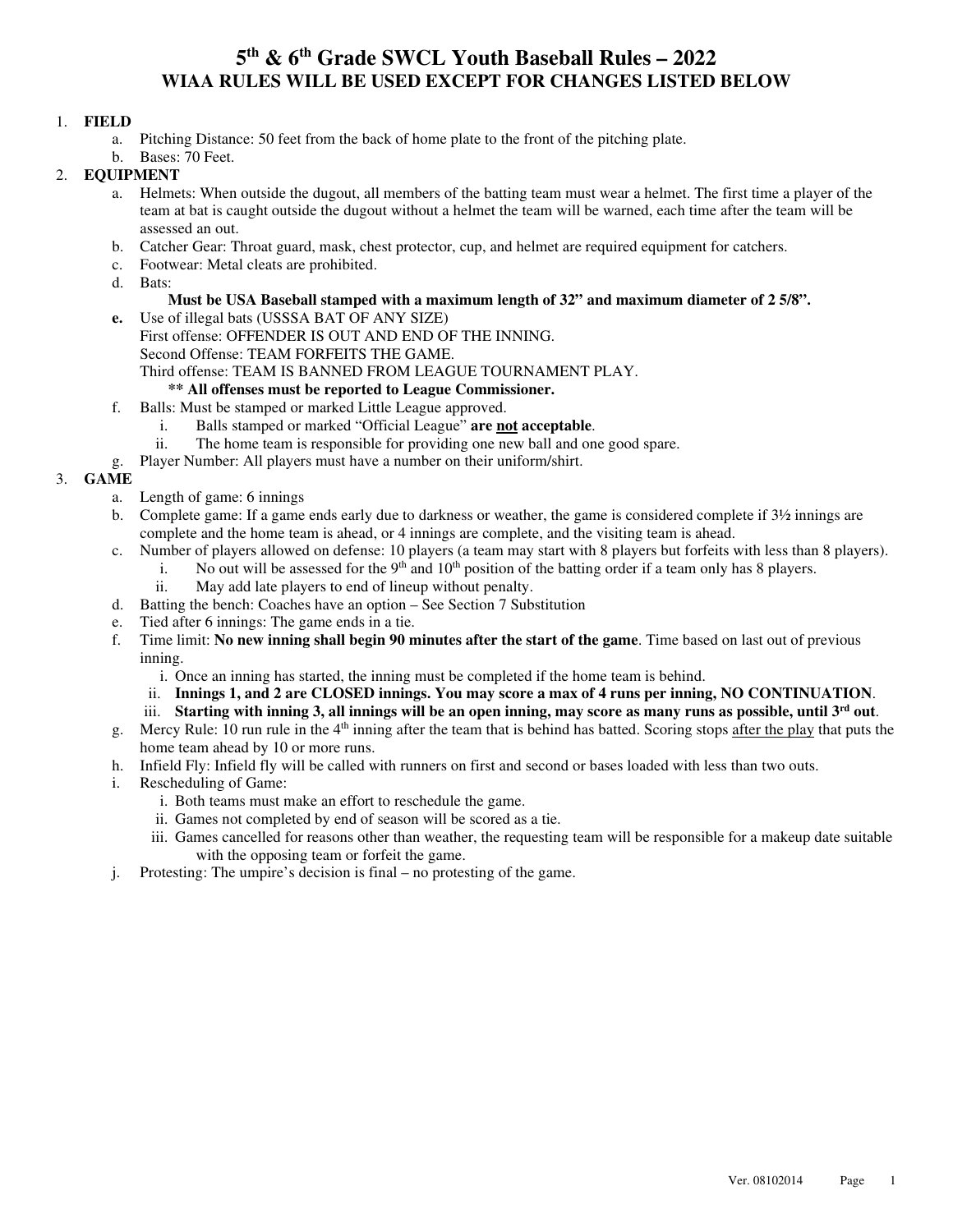# 5th & 6th Grade SWCL Youth Baseball Rules – 2022

## WIAA RULES WILL BE USED EXCEPT FOR CHANGES LISTED BELOW

1. **FIELD**
   a. Pitching Distance: 50 feet from the back of home plate to the front of the pitching plate.
   b. Bases: 70 Feet.
2. **EQUIPMENT**
   a. Helmets: When outside the dugout, all members of the batting team must wear a helmet. The first time a player of the team at bat is caught outside the dugout without a helmet the team will be warned, each time after the team will be assessed an out.
   b. Catcher Gear: Throat guard, mask, chest protector, cup, and helmet are required equipment for catchers.
   c. Footwear: Metal cleats are prohibited.
   d. Bats:
      **Must be USA Baseball stamped with a maximum length of 32" and maximum diameter of 2 5/8".**
   **e.** Use of illegal bats (USSSA BAT OF ANY SIZE)
      First offense: OFFENDER IS OUT AND END OF THE INNING.
      Second Offense: TEAM FORFEITS THE GAME.
      Third offense: TEAM IS BANNED FROM LEAGUE TOURNAMENT PLAY.
      **\*\* All offenses must be reported to League Commissioner.**
   f. Balls: Must be stamped or marked Little League approved.
      i. Balls stamped or marked "Official League" **are not acceptable**.
      ii. The home team is responsible for providing one new ball and one good spare.
   g. Player Number: All players must have a number on their uniform/shirt.
3. **GAME**
   a. Length of game: 6 innings
   b. Complete game: If a game ends early due to darkness or weather, the game is considered complete if 3½ innings are complete and the home team is ahead, or 4 innings are complete, and the visiting team is ahead.
   c. Number of players allowed on defense: 10 players (a team may start with 8 players but forfeits with less than 8 players).
      i. No out will be assessed for the 9th and 10th position of the batting order if a team only has 8 players.
      ii. May add late players to end of lineup without penalty.
   d. Batting the bench: Coaches have an option – See Section 7 Substitution
   e. Tied after 6 innings: The game ends in a tie.
   f. Time limit: **No new inning shall begin 90 minutes after the start of the game**. Time based on last out of previous inning.
      i. Once an inning has started, the inning must be completed if the home team is behind.
      ii. **Innings 1, and 2 are CLOSED innings. You may score a max of 4 runs per inning, NO CONTINUATION**.
      iii. **Starting with inning 3, all innings will be an open inning, may score as many runs as possible, until 3rd out**.
   g. Mercy Rule: 10 run rule in the 4th inning after the team that is behind has batted. Scoring stops after the play that puts the home team ahead by 10 or more runs.
   h. Infield Fly: Infield fly will be called with runners on first and second or bases loaded with less than two outs.
   i. Rescheduling of Game:
      i. Both teams must make an effort to reschedule the game.
      ii. Games not completed by end of season will be scored as a tie.
      iii. Games cancelled for reasons other than weather, the requesting team will be responsible for a makeup date suitable with the opposing team or forfeit the game.
   j. Protesting: The umpire's decision is final – no protesting of the game.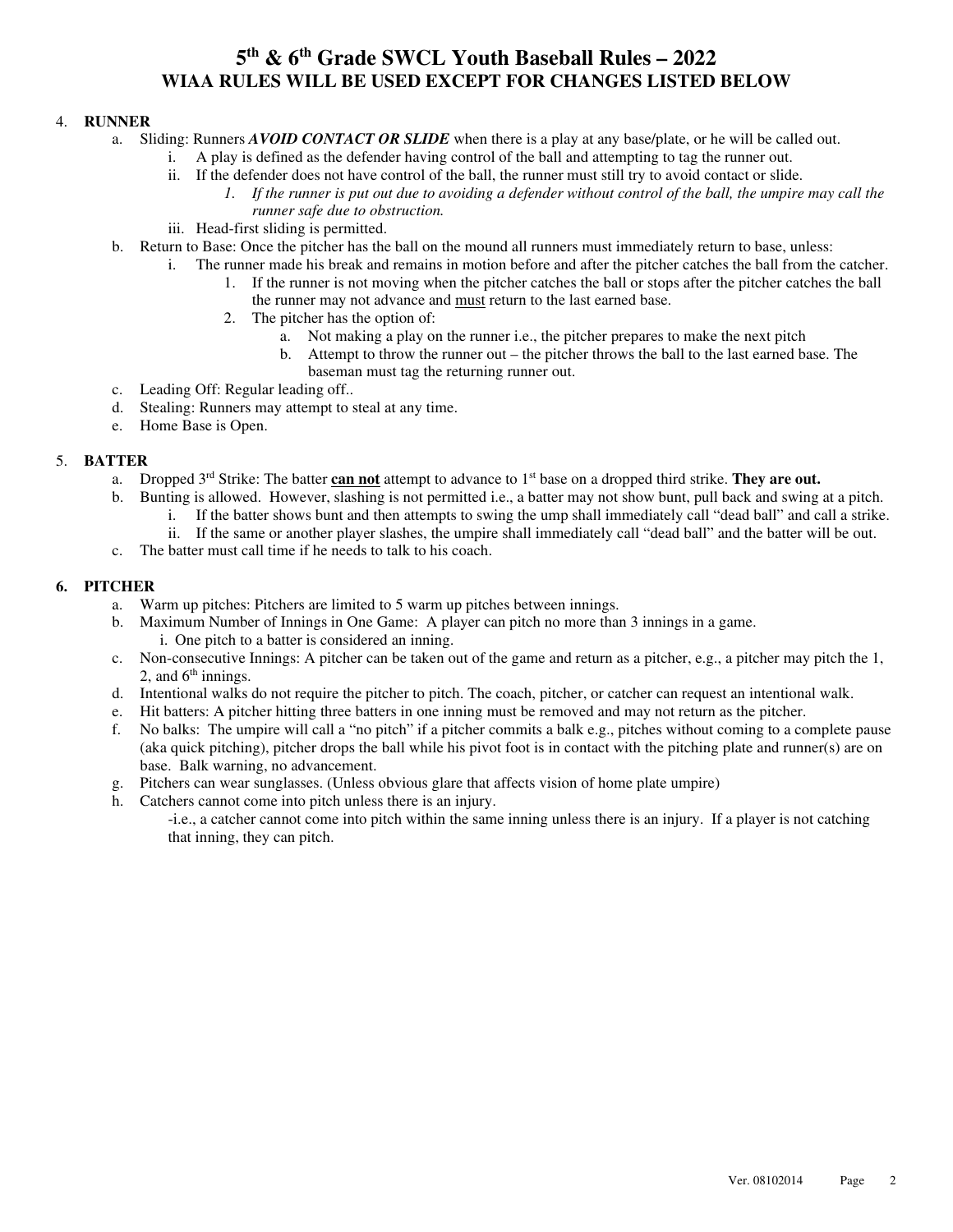# 5th & 6th Grade SWCL Youth Baseball Rules – 2022

## WIAA RULES WILL BE USED EXCEPT FOR CHANGES LISTED BELOW

4. **RUNNER**
   a. Sliding: Runners ***AVOID CONTACT OR SLIDE*** when there is a play at any base/plate, or he will be called out.
      i. A play is defined as the defender having control of the ball and attempting to tag the runner out.
      ii. If the defender does not have control of the ball, the runner must still try to avoid contact or slide.
         1. *If the runner is put out due to avoiding a defender without control of the ball, the umpire may call the runner safe due to obstruction.*
      iii. Head-first sliding is permitted.
   b. Return to Base: Once the pitcher has the ball on the mound all runners must immediately return to base, unless:
      i. The runner made his break and remains in motion before and after the pitcher catches the ball from the catcher.
         1. If the runner is not moving when the pitcher catches the ball or stops after the pitcher catches the ball the runner may not advance and <u>must</u> return to the last earned base.
         2. The pitcher has the option of:
            a. Not making a play on the runner i.e., the pitcher prepares to make the next pitch
            b. Attempt to throw the runner out – the pitcher throws the ball to the last earned base. The baseman must tag the returning runner out.
   c. Leading Off: Regular leading off..
   d. Stealing: Runners may attempt to steal at any time.
   e. Home Base is Open.

5. **BATTER**
   a. Dropped 3rd Strike: The batter **<u>can not</u>** attempt to advance to 1st base on a dropped third strike. **They are out.**
   b. Bunting is allowed. However, slashing is not permitted i.e., a batter may not show bunt, pull back and swing at a pitch.
      i. If the batter shows bunt and then attempts to swing the ump shall immediately call "dead ball" and call a strike.
      ii. If the same or another player slashes, the umpire shall immediately call "dead ball" and the batter will be out.
   c. The batter must call time if he needs to talk to his coach.

6. **PITCHER**
   a. Warm up pitches: Pitchers are limited to 5 warm up pitches between innings.
   b. Maximum Number of Innings in One Game: A player can pitch no more than 3 innings in a game.
      i. One pitch to a batter is considered an inning.
   c. Non-consecutive Innings: A pitcher can be taken out of the game and return as a pitcher, e.g., a pitcher may pitch the 1, 2, and 6th innings.
   d. Intentional walks do not require the pitcher to pitch. The coach, pitcher, or catcher can request an intentional walk.
   e. Hit batters: A pitcher hitting three batters in one inning must be removed and may not return as the pitcher.
   f. No balks: The umpire will call a "no pitch" if a pitcher commits a balk e.g., pitches without coming to a complete pause (aka quick pitching), pitcher drops the ball while his pivot foot is in contact with the pitching plate and runner(s) are on base. Balk warning, no advancement.
   g. Pitchers can wear sunglasses. (Unless obvious glare that affects vision of home plate umpire)
   h. Catchers cannot come into pitch unless there is an injury.
      -i.e., a catcher cannot come into pitch within the same inning unless there is an injury. If a player is not catching that inning, they can pitch.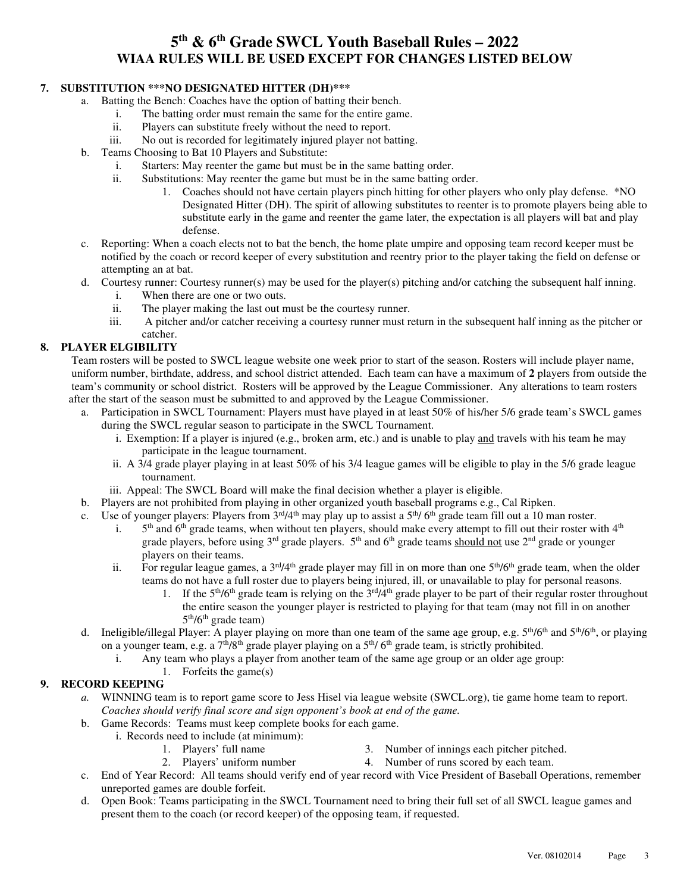# 5th & 6th Grade SWCL Youth Baseball Rules – 2022
## WIAA RULES WILL BE USED EXCEPT FOR CHANGES LISTED BELOW

**7. SUBSTITUTION *NO DESIGNATED HITTER (DH)***

a. Batting the Bench: Coaches have the option of batting their bench.
   - i. The batting order must remain the same for the entire game.
   - ii. Players can substitute freely without the need to report.
   - iii. No out is recorded for legitimately injured player not batting.

b. Teams Choosing to Bat 10 Players and Substitute:
   - i. Starters: May reenter the game but must be in the same batting order.
   - ii. Substitutions: May reenter the game but must be in the same batting order.
     1. Coaches should not have certain players pinch hitting for other players who only play defense. *NO Designated Hitter (DH). The spirit of allowing substitutes to reenter is to promote players being able to substitute early in the game and reenter the game later, the expectation is all players will bat and play defense.

c. Reporting: When a coach elects not to bat the bench, the home plate umpire and opposing team record keeper must be notified by the coach or record keeper of every substitution and reentry prior to the player taking the field on defense or attempting an at bat.

d. Courtesy runner: Courtesy runner(s) may be used for the player(s) pitching and/or catching the subsequent half inning.
   - i. When there are one or two outs.
   - ii. The player making the last out must be the courtesy runner.
   - iii. A pitcher and/or catcher receiving a courtesy runner must return in the subsequent half inning as the pitcher or catcher.

**8. PLAYER ELGIBILITY**

Team rosters will be posted to SWCL league website one week prior to start of the season. Rosters will include player name, uniform number, birthdate, address, and school district attended. Each team can have a maximum of **2** players from outside the team's community or school district. Rosters will be approved by the League Commissioner. Any alterations to team rosters after the start of the season must be submitted to and approved by the League Commissioner.

a. Participation in SWCL Tournament: Players must have played in at least 50% of his/her 5/6 grade team's SWCL games during the SWCL regular season to participate in the SWCL Tournament.
   - i. Exemption: If a player is injured (e.g., broken arm, etc.) and is unable to play <u>and</u> travels with his team he may participate in the league tournament.
   - ii. A 3/4 grade player playing in at least 50% of his 3/4 league games will be eligible to play in the 5/6 grade league tournament.
   - iii. Appeal: The SWCL Board will make the final decision whether a player is eligible.

b. Players are not prohibited from playing in other organized youth baseball programs e.g., Cal Ripken.

c. Use of younger players: Players from 3rd/4th may play up to assist a 5th/ 6th grade team fill out a 10 man roster.
   - i. 5th and 6th grade teams, when without ten players, should make every attempt to fill out their roster with 4th grade players, before using 3rd grade players. 5th and 6th grade teams <u>should not</u> use 2nd grade or younger players on their teams.
   - ii. For regular league games, a 3rd/4th grade player may fill in on more than one 5th/6th grade team, when the older teams do not have a full roster due to players being injured, ill, or unavailable to play for personal reasons.
     1. If the 5th/6th grade team is relying on the 3rd/4th grade player to be part of their regular roster throughout the entire season the younger player is restricted to playing for that team (may not fill in on another 5th/6th grade team)

d. Ineligible/illegal Player: A player playing on more than one team of the same age group, e.g. 5th/6th and 5th/6th, or playing on a younger team, e.g. a 7th/8th grade player playing on a 5th/ 6th grade team, is strictly prohibited.
   - i. Any team who plays a player from another team of the same age group or an older age group:
     1. Forfeits the game(s)

**9. RECORD KEEPING**

*a.* WINNING team is to report game score to Jess Hisel via league website (SWCL.org), tie game home team to report. *Coaches should verify final score and sign opponent's book at end of the game.*

b. Game Records: Teams must keep complete books for each game.
   - i. Records need to include (at minimum):
     1. Players' full name
     2. Players' uniform number
     3. Number of innings each pitcher pitched.
     4. Number of runs scored by each team.

c. End of Year Record: All teams should verify end of year record with Vice President of Baseball Operations, remember unreported games are double forfeit.

d. Open Book: Teams participating in the SWCL Tournament need to bring their full set of all SWCL league games and present them to the coach (or record keeper) of the opposing team, if requested.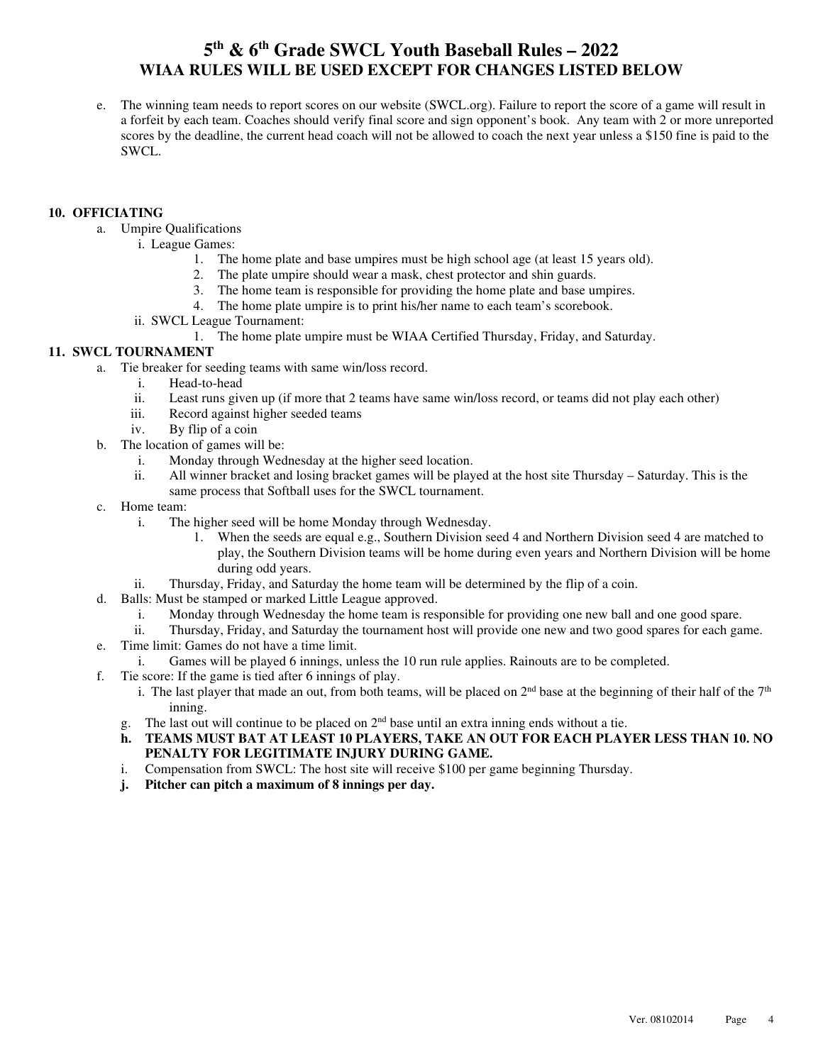e. The winning team needs to report scores on our website (SWCL.org). Failure to report the score of a game will result in a forfeit by each team. Coaches should verify final score and sign opponent's book. Any team with 2 or more unreported scores by the deadline, the current head coach will not be allowed to coach the next year unless a $150 fine is paid to the SWCL.

## 10. OFFICIATING

a. Umpire Qualifications
   - i. League Games:
     1. The home plate and base umpires must be high school age (at least 15 years old).
     2. The plate umpire should wear a mask, chest protector and shin guards.
     3. The home team is responsible for providing the home plate and base umpires.
     4. The home plate umpire is to print his/her name to each team's scorebook.
   - ii. SWCL League Tournament:
     1. The home plate umpire must be WIAA Certified Thursday, Friday, and Saturday.

## 11. SWCL TOURNAMENT

a. Tie breaker for seeding teams with same win/loss record.
   - i. Head-to-head
   - ii. Least runs given up (if more that 2 teams have same win/loss record, or teams did not play each other)
   - iii. Record against higher seeded teams
   - iv. By flip of a coin

b. The location of games will be:
   - i. Monday through Wednesday at the higher seed location.
   - ii. All winner bracket and losing bracket games will be played at the host site Thursday – Saturday. This is the same process that Softball uses for the SWCL tournament.

c. Home team:
   - i. The higher seed will be home Monday through Wednesday.
     1. When the seeds are equal e.g., Southern Division seed 4 and Northern Division seed 4 are matched to play, the Southern Division teams will be home during even years and Northern Division will be home during odd years.
   - ii. Thursday, Friday, and Saturday the home team will be determined by the flip of a coin.

d. Balls: Must be stamped or marked Little League approved.
   - i. Monday through Wednesday the home team is responsible for providing one new ball and one good spare.
   - ii. Thursday, Friday, and Saturday the tournament host will provide one new and two good spares for each game.

e. Time limit: Games do not have a time limit.
   - i. Games will be played 6 innings, unless the 10 run rule applies. Rainouts are to be completed.

f. Tie score: If the game is tied after 6 innings of play.
   - i. The last player that made an out, from both teams, will be placed on 2nd base at the beginning of their half of the 7th inning.

g. The last out will continue to be placed on 2nd base until an extra inning ends without a tie.

**h. TEAMS MUST BAT AT LEAST 10 PLAYERS, TAKE AN OUT FOR EACH PLAYER LESS THAN 10. NO PENALTY FOR LEGITIMATE INJURY DURING GAME.**

i. Compensation from SWCL: The host site will receive $100 per game beginning Thursday.

**j. Pitcher can pitch a maximum of 8 innings per day.**